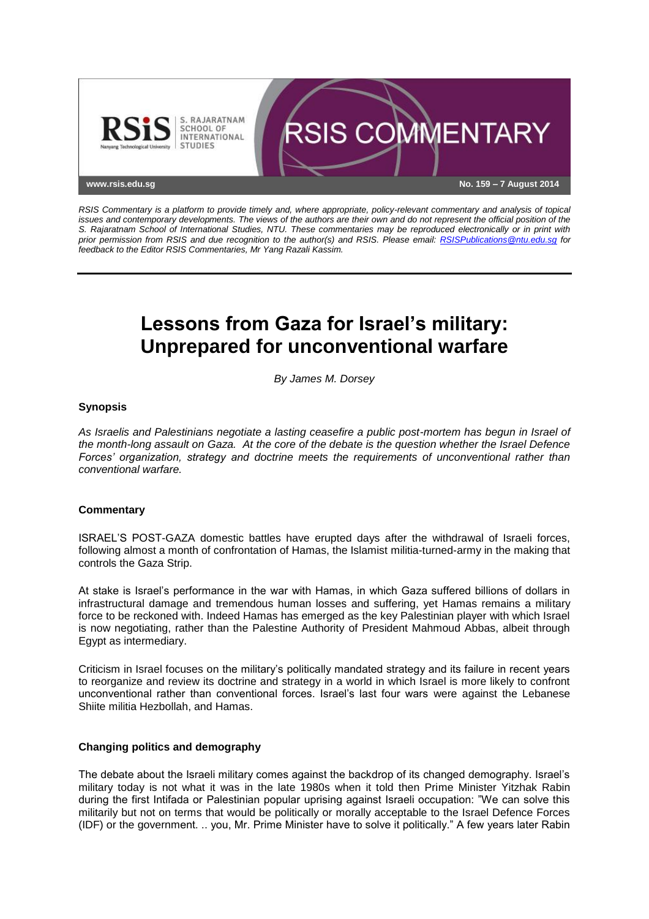RSiS S. RAJARATNAM SCHOOL OF INTERNATIONAL STUDIES

Nanyang Technological University

# RSIS COMMENTARY

www.rsis.edu.sg

No. 159 – 7 August 2014

*RSIS Commentary is a platform to provide timely and, where appropriate, policy-relevant commentary and analysis of topical issues and contemporary developments. The views of the authors are their own and do not represent the official position of the S. Rajaratnam School of International Studies, NTU. These commentaries may be reproduced electronically or in print with prior permission from RSIS and due recognition to the author(s) and RSIS. Please email: RSISPublications@ntu.edu.sg for feedback to the Editor RSIS Commentaries, Mr Yang Razali Kassim.*

---

# Lessons from Gaza for Israel's military: Unprepared for unconventional warfare

*By James M. Dorsey*

### Synopsis

*As Israelis and Palestinians negotiate a lasting ceasefire a public post-mortem has begun in Israel of the month-long assault on Gaza. At the core of the debate is the question whether the Israel Defence Forces' organization, strategy and doctrine meets the requirements of unconventional rather than conventional warfare.*

### Commentary

ISRAEL'S POST-GAZA domestic battles have erupted days after the withdrawal of Israeli forces, following almost a month of confrontation of Hamas, the Islamist militia-turned-army in the making that controls the Gaza Strip.

At stake is Israel's performance in the war with Hamas, in which Gaza suffered billions of dollars in infrastructural damage and tremendous human losses and suffering, yet Hamas remains a military force to be reckoned with. Indeed Hamas has emerged as the key Palestinian player with which Israel is now negotiating, rather than the Palestine Authority of President Mahmoud Abbas, albeit through Egypt as intermediary.

Criticism in Israel focuses on the military's politically mandated strategy and its failure in recent years to reorganize and review its doctrine and strategy in a world in which Israel is more likely to confront unconventional rather than conventional forces. Israel's last four wars were against the Lebanese Shiite militia Hezbollah, and Hamas.

### Changing politics and demography

The debate about the Israeli military comes against the backdrop of its changed demography. Israel's military today is not what it was in the late 1980s when it told then Prime Minister Yitzhak Rabin during the first Intifada or Palestinian popular uprising against Israeli occupation: "We can solve this militarily but not on terms that would be politically or morally acceptable to the Israel Defence Forces (IDF) or the government. .. you, Mr. Prime Minister have to solve it politically." A few years later Rabin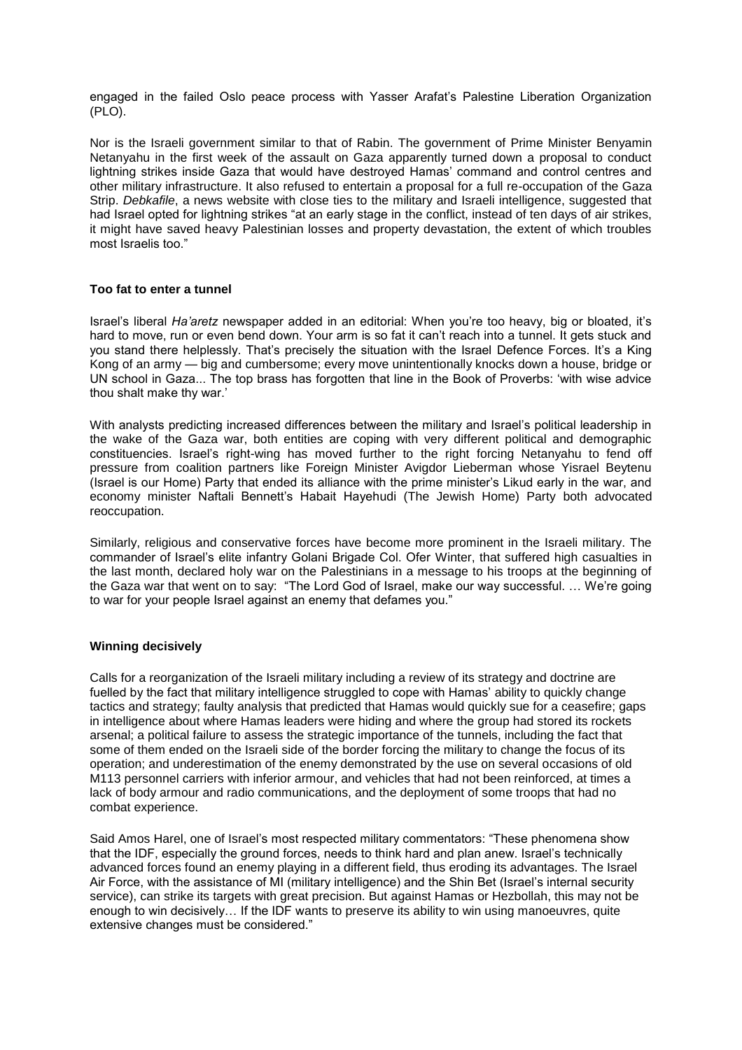engaged in the failed Oslo peace process with Yasser Arafat's Palestine Liberation Organization (PLO).

Nor is the Israeli government similar to that of Rabin. The government of Prime Minister Benyamin Netanyahu in the first week of the assault on Gaza apparently turned down a proposal to conduct lightning strikes inside Gaza that would have destroyed Hamas' command and control centres and other military infrastructure. It also refused to entertain a proposal for a full re-occupation of the Gaza Strip. *Debkafile*, a news website with close ties to the military and Israeli intelligence, suggested that had Israel opted for lightning strikes "at an early stage in the conflict, instead of ten days of air strikes, it might have saved heavy Palestinian losses and property devastation, the extent of which troubles most Israelis too."

### Too fat to enter a tunnel

Israel's liberal *Ha'aretz* newspaper added in an editorial: When you're too heavy, big or bloated, it's hard to move, run or even bend down. Your arm is so fat it can't reach into a tunnel. It gets stuck and you stand there helplessly. That's precisely the situation with the Israel Defence Forces. It's a King Kong of an army — big and cumbersome; every move unintentionally knocks down a house, bridge or UN school in Gaza... The top brass has forgotten that line in the Book of Proverbs: 'with wise advice thou shalt make thy war.'

With analysts predicting increased differences between the military and Israel's political leadership in the wake of the Gaza war, both entities are coping with very different political and demographic constituencies. Israel's right-wing has moved further to the right forcing Netanyahu to fend off pressure from coalition partners like Foreign Minister Avigdor Lieberman whose Yisrael Beytenu (Israel is our Home) Party that ended its alliance with the prime minister's Likud early in the war, and economy minister Naftali Bennett's Habait Hayehudi (The Jewish Home) Party both advocated reoccupation.

Similarly, religious and conservative forces have become more prominent in the Israeli military. The commander of Israel's elite infantry Golani Brigade Col. Ofer Winter, that suffered high casualties in the last month, declared holy war on the Palestinians in a message to his troops at the beginning of the Gaza war that went on to say: "The Lord God of Israel, make our way successful. … We're going to war for your people Israel against an enemy that defames you."

### Winning decisively

Calls for a reorganization of the Israeli military including a review of its strategy and doctrine are fuelled by the fact that military intelligence struggled to cope with Hamas' ability to quickly change tactics and strategy; faulty analysis that predicted that Hamas would quickly sue for a ceasefire; gaps in intelligence about where Hamas leaders were hiding and where the group had stored its rockets arsenal; a political failure to assess the strategic importance of the tunnels, including the fact that some of them ended on the Israeli side of the border forcing the military to change the focus of its operation; and underestimation of the enemy demonstrated by the use on several occasions of old M113 personnel carriers with inferior armour, and vehicles that had not been reinforced, at times a lack of body armour and radio communications, and the deployment of some troops that had no combat experience.

Said Amos Harel, one of Israel's most respected military commentators: "These phenomena show that the IDF, especially the ground forces, needs to think hard and plan anew. Israel's technically advanced forces found an enemy playing in a different field, thus eroding its advantages. The Israel Air Force, with the assistance of MI (military intelligence) and the Shin Bet (Israel's internal security service), can strike its targets with great precision. But against Hamas or Hezbollah, this may not be enough to win decisively… If the IDF wants to preserve its ability to win using manoeuvres, quite extensive changes must be considered."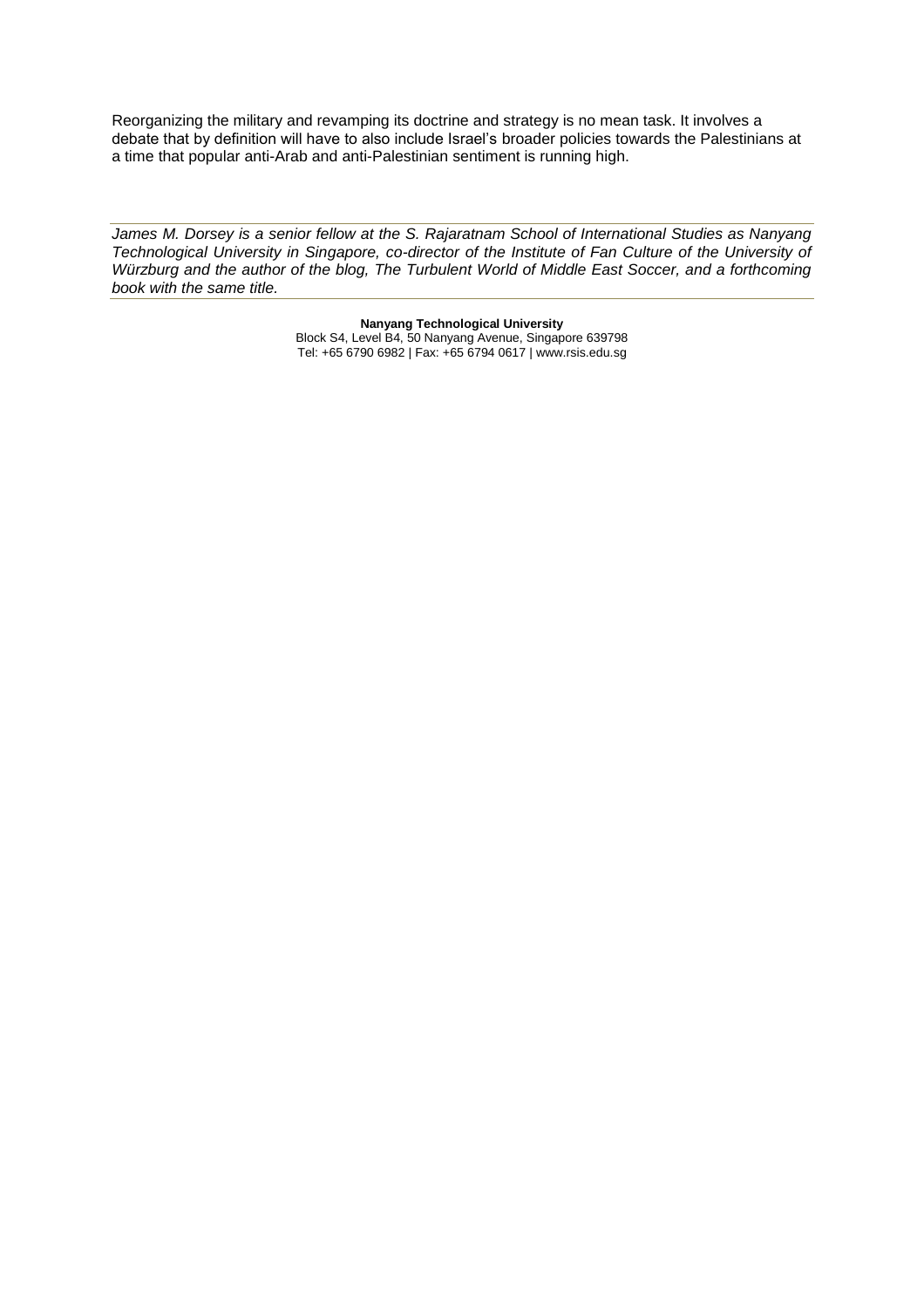Reorganizing the military and revamping its doctrine and strategy is no mean task. It involves a debate that by definition will have to also include Israel's broader policies towards the Palestinians at a time that popular anti-Arab and anti-Palestinian sentiment is running high.

---

*James M. Dorsey is a senior fellow at the S. Rajaratnam School of International Studies as Nanyang Technological University in Singapore, co-director of the Institute of Fan Culture of the University of Würzburg and the author of the blog, The Turbulent World of Middle East Soccer, and a forthcoming book with the same title.*

---

**Nanyang Technological University**
Block S4, Level B4, 50 Nanyang Avenue, Singapore 639798
Tel: +65 6790 6982 | Fax: +65 6794 0617 | www.rsis.edu.sg